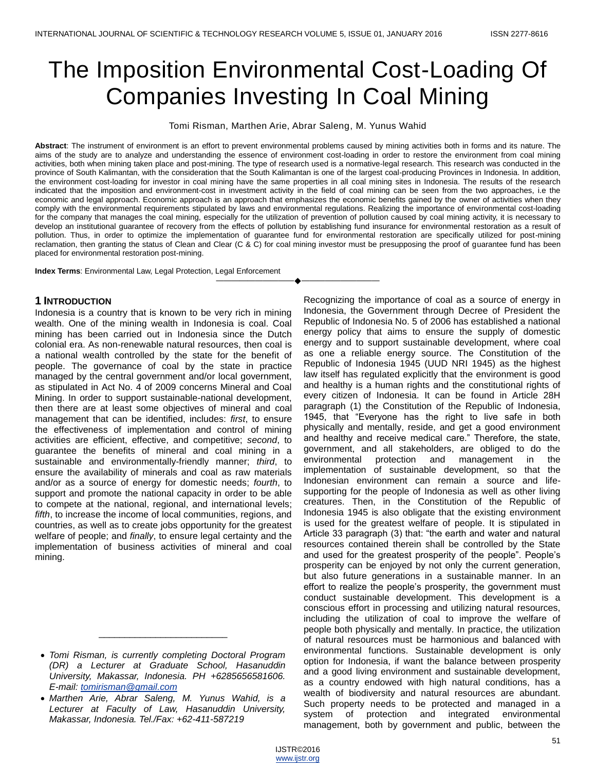# The Imposition Environmental Cost-Loading Of Companies Investing In Coal Mining

Tomi Risman, Marthen Arie, Abrar Saleng, M. Yunus Wahid

**Abstract**: The instrument of environment is an effort to prevent environmental problems caused by mining activities both in forms and its nature. The aims of the study are to analyze and understanding the essence of environment cost-loading in order to restore the environment from coal mining activities, both when mining taken place and post-mining. The type of research used is a normative-legal research. This research was conducted in the province of South Kalimantan, with the consideration that the South Kalimantan is one of the largest coal-producing Provinces in Indonesia. In addition, the environment cost-loading for investor in coal mining have the same properties in all coal mining sites in Indonesia. The results of the research indicated that the imposition and environment-cost in investment activity in the field of coal mining can be seen from the two approaches, i.e the economic and legal approach. Economic approach is an approach that emphasizes the economic benefits gained by the owner of activities when they comply with the environmental requirements stipulated by laws and environmental regulations. Realizing the importance of environmental cost-loading for the company that manages the coal mining, especially for the utilization of prevention of pollution caused by coal mining activity, it is necessary to develop an institutional guarantee of recovery from the effects of pollution by establishing fund insurance for environmental restoration as a result of pollution. Thus, in order to optimize the implementation of guarantee fund for environmental restoration are specifically utilized for post-mining reclamation, then granting the status of Clean and Clear (C & C) for coal mining investor must be presupposing the proof of guarantee fund has been placed for environmental restoration post-mining.

**Index Terms**: Environmental Law, Legal Protection, Legal Enforcement

## 1 Introduction

Indonesia is a country that is known to be very rich in mining wealth. One of the mining wealth in Indonesia is coal. Coal mining has been carried out in Indonesia since the Dutch colonial era. As non-renewable natural resources, then coal is a national wealth controlled by the state for the benefit of people. The governance of coal by the state in practice managed by the central government and/or local government, as stipulated in Act No. 4 of 2009 concerns Mineral and Coal Mining. In order to support sustainable-national development, then there are at least some objectives of mineral and coal management that can be identified, includes: *first*, to ensure the effectiveness of implementation and control of mining activities are efficient, effective, and competitive; *second*, to guarantee the benefits of mineral and coal mining in a sustainable and environmentally-friendly manner; *third*, to ensure the availability of minerals and coal as raw materials and/or as a source of energy for domestic needs; *fourth*, to support and promote the national capacity in order to be able to compete at the national, regional, and international levels; *fifth*, to increase the income of local communities, regions, and countries, as well as to create jobs opportunity for the greatest welfare of people; and *finally*, to ensure legal certainty and the implementation of business activities of mineral and coal mining.

Recognizing the importance of coal as a source of energy in Indonesia, the Government through Decree of President the Republic of Indonesia No. 5 of 2006 has established a national energy policy that aims to ensure the supply of domestic energy and to support sustainable development, where coal as one a reliable energy source. The Constitution of the Republic of Indonesia 1945 (UUD NRI 1945) as the highest law itself has regulated explicitly that the environment is good and healthy is a human rights and the constitutional rights of every citizen of Indonesia. It can be found in Article 28H paragraph (1) the Constitution of the Republic of Indonesia, 1945, that "Everyone has the right to live safe in both physically and mentally, reside, and get a good environment and healthy and receive medical care." Therefore, the state, government, and all stakeholders, are obliged to do the environmental protection and management in the implementation of sustainable development, so that the Indonesian environment can remain a source and life-supporting for the people of Indonesia as well as other living creatures. Then, in the Constitution of the Republic of Indonesia 1945 is also obligate that the existing environment is used for the greatest welfare of people. It is stipulated in Article 33 paragraph (3) that: "the earth and water and natural resources contained therein shall be controlled by the State and used for the greatest prosperity of the people". People's prosperity can be enjoyed by not only the current generation, but also future generations in a sustainable manner. In an effort to realize the people's prosperity, the government must conduct sustainable development. This development is a conscious effort in processing and utilizing natural resources, including the utilization of coal to improve the welfare of people both physically and mentally. In practice, the utilization of natural resources must be harmonious and balanced with environmental functions. Sustainable development is only option for Indonesia, if want the balance between prosperity and a good living environment and sustainable development, as a country endowed with high natural conditions, has a wealth of biodiversity and natural resources are abundant. Such property needs to be protected and managed in a system of protection and integrated environmental management, both by government and public, between the

---

- *Tomi Risman, is currently completing Doctoral Program (DR) a Lecturer at Graduate School, Hasanuddin University, Makassar, Indonesia. PH +6285656581606. E-mail: tomirisman@gmail.com*
- *Marthen Arie, Abrar Saleng, M. Yunus Wahid, is a Lecturer at Faculty of Law, Hasanuddin University, Makassar, Indonesia. Tel./Fax: +62-411-587219*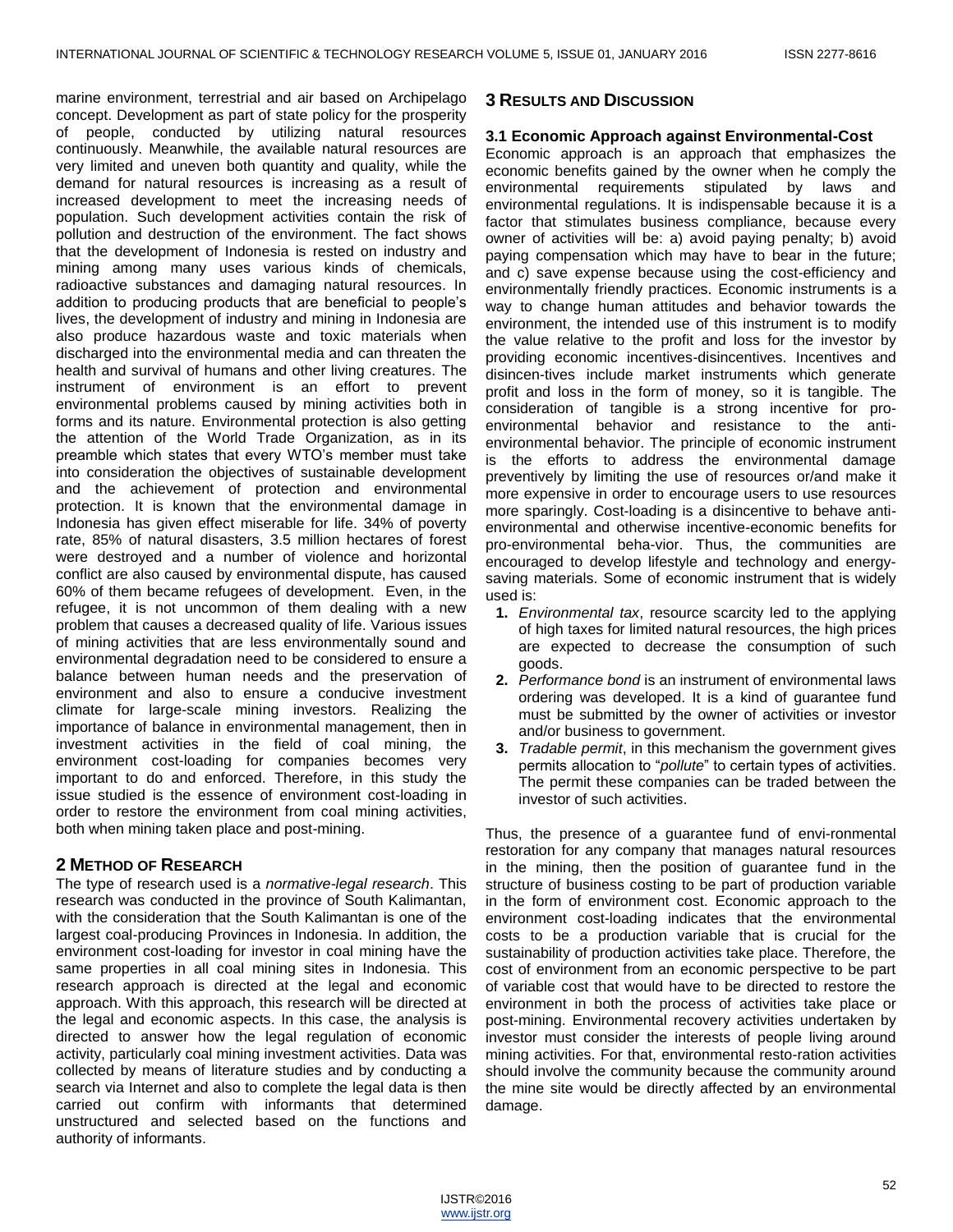marine environment, terrestrial and air based on Archipelago concept. Development as part of state policy for the prosperity of people, conducted by utilizing natural resources continuously. Meanwhile, the available natural resources are very limited and uneven both quantity and quality, while the demand for natural resources is increasing as a result of increased development to meet the increasing needs of population. Such development activities contain the risk of pollution and destruction of the environment. The fact shows that the development of Indonesia is rested on industry and mining among many uses various kinds of chemicals, radioactive substances and damaging natural resources. In addition to producing products that are beneficial to people's lives, the development of industry and mining in Indonesia are also produce hazardous waste and toxic materials when discharged into the environmental media and can threaten the health and survival of humans and other living creatures. The instrument of environment is an effort to prevent environmental problems caused by mining activities both in forms and its nature. Environmental protection is also getting the attention of the World Trade Organization, as in its preamble which states that every WTO's member must take into consideration the objectives of sustainable development and the achievement of protection and environmental protection. It is known that the environmental damage in Indonesia has given effect miserable for life. 34% of poverty rate, 85% of natural disasters, 3.5 million hectares of forest were destroyed and a number of violence and horizontal conflict are also caused by environmental dispute, has caused 60% of them became refugees of development. Even, in the refugee, it is not uncommon of them dealing with a new problem that causes a decreased quality of life. Various issues of mining activities that are less environmentally sound and environmental degradation need to be considered to ensure a balance between human needs and the preservation of environment and also to ensure a conducive investment climate for large-scale mining investors. Realizing the importance of balance in environmental management, then in investment activities in the field of coal mining, the environment cost-loading for companies becomes very important to do and enforced. Therefore, in this study the issue studied is the essence of environment cost-loading in order to restore the environment from coal mining activities, both when mining taken place and post-mining.

## 2 Method of Research

The type of research used is a *normative-legal research*. This research was conducted in the province of South Kalimantan, with the consideration that the South Kalimantan is one of the largest coal-producing Provinces in Indonesia. In addition, the environment cost-loading for investor in coal mining have the same properties in all coal mining sites in Indonesia. This research approach is directed at the legal and economic approach. With this approach, this research will be directed at the legal and economic aspects. In this case, the analysis is directed to answer how the legal regulation of economic activity, particularly coal mining investment activities. Data was collected by means of literature studies and by conducting a search via Internet and also to complete the legal data is then carried out confirm with informants that determined unstructured and selected based on the functions and authority of informants.

## 3 Results and Discussion

### 3.1 Economic Approach against Environmental-Cost

Economic approach is an approach that emphasizes the economic benefits gained by the owner when he comply the environmental requirements stipulated by laws and environmental regulations. It is indispensable because it is a factor that stimulates business compliance, because every owner of activities will be: a) avoid paying penalty; b) avoid paying compensation which may have to bear in the future; and c) save expense because using the cost-efficiency and environmentally friendly practices. Economic instruments is a way to change human attitudes and behavior towards the environment, the intended use of this instrument is to modify the value relative to the profit and loss for the investor by providing economic incentives-disincentives. Incentives and disincen-tives include market instruments which generate profit and loss in the form of money, so it is tangible. The consideration of tangible is a strong incentive for pro-environmental behavior and resistance to the anti-environmental behavior. The principle of economic instrument is the efforts to address the environmental damage preventively by limiting the use of resources or/and make it more expensive in order to encourage users to use resources more sparingly. Cost-loading is a disincentive to behave anti-environmental and otherwise incentive-economic benefits for pro-environmental beha-vior. Thus, the communities are encouraged to develop lifestyle and technology and energy-saving materials. Some of economic instrument that is widely used is:

1. *Environmental tax*, resource scarcity led to the applying of high taxes for limited natural resources, the high prices are expected to decrease the consumption of such goods.
2. *Performance bond* is an instrument of environmental laws ordering was developed. It is a kind of guarantee fund must be submitted by the owner of activities or investor and/or business to government.
3. *Tradable permit*, in this mechanism the government gives permits allocation to "*pollute*" to certain types of activities. The permit these companies can be traded between the investor of such activities.

Thus, the presence of a guarantee fund of envi-ronmental restoration for any company that manages natural resources in the mining, then the position of guarantee fund in the structure of business costing to be part of production variable in the form of environment cost. Economic approach to the environment cost-loading indicates that the environmental costs to be a production variable that is crucial for the sustainability of production activities take place. Therefore, the cost of environment from an economic perspective to be part of variable cost that would have to be directed to restore the environment in both the process of activities take place or post-mining. Environmental recovery activities undertaken by investor must consider the interests of people living around mining activities. For that, environmental resto-ration activities should involve the community because the community around the mine site would be directly affected by an environmental damage.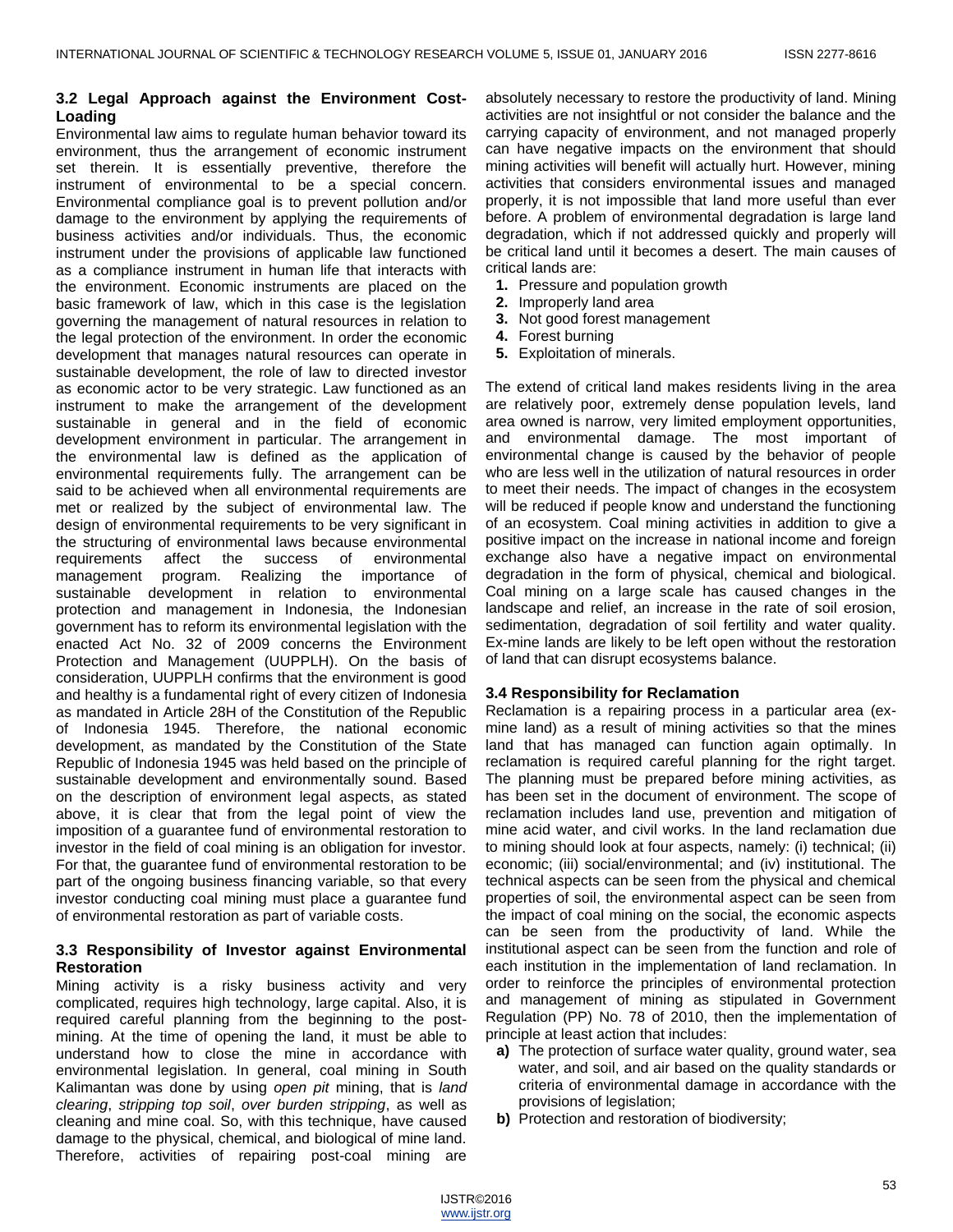### 3.2 Legal Approach against the Environment Cost-Loading

Environmental law aims to regulate human behavior toward its environment, thus the arrangement of economic instrument set therein. It is essentially preventive, therefore the instrument of environmental to be a special concern. Environmental compliance goal is to prevent pollution and/or damage to the environment by applying the requirements of business activities and/or individuals. Thus, the economic instrument under the provisions of applicable law functioned as a compliance instrument in human life that interacts with the environment. Economic instruments are placed on the basic framework of law, which in this case is the legislation governing the management of natural resources in relation to the legal protection of the environment. In order the economic development that manages natural resources can operate in sustainable development, the role of law to directed investor as economic actor to be very strategic. Law functioned as an instrument to make the arrangement of the development sustainable in general and in the field of economic development environment in particular. The arrangement in the environmental law is defined as the application of environmental requirements fully. The arrangement can be said to be achieved when all environmental requirements are met or realized by the subject of environmental law. The design of environmental requirements to be very significant in the structuring of environmental laws because environmental requirements affect the success of environmental management program. Realizing the importance of sustainable development in relation to environmental protection and management in Indonesia, the Indonesian government has to reform its environmental legislation with the enacted Act No. 32 of 2009 concerns the Environment Protection and Management (UUPPLH). On the basis of consideration, UUPPLH confirms that the environment is good and healthy is a fundamental right of every citizen of Indonesia as mandated in Article 28H of the Constitution of the Republic of Indonesia 1945. Therefore, the national economic development, as mandated by the Constitution of the State Republic of Indonesia 1945 was held based on the principle of sustainable development and environmentally sound. Based on the description of environment legal aspects, as stated above, it is clear that from the legal point of view the imposition of a guarantee fund of environmental restoration to investor in the field of coal mining is an obligation for investor. For that, the guarantee fund of environmental restoration to be part of the ongoing business financing variable, so that every investor conducting coal mining must place a guarantee fund of environmental restoration as part of variable costs.

### 3.3 Responsibility of Investor against Environmental Restoration

Mining activity is a risky business activity and very complicated, requires high technology, large capital. Also, it is required careful planning from the beginning to the post-mining. At the time of opening the land, it must be able to understand how to close the mine in accordance with environmental legislation. In general, coal mining in South Kalimantan was done by using *open pit* mining, that is *land clearing*, *stripping top soil*, *over burden stripping*, as well as cleaning and mine coal. So, with this technique, have caused damage to the physical, chemical, and biological of mine land. Therefore, activities of repairing post-coal mining are absolutely necessary to restore the productivity of land. Mining activities are not insightful or not consider the balance and the carrying capacity of environment, and not managed properly can have negative impacts on the environment that should mining activities will benefit will actually hurt. However, mining activities that considers environmental issues and managed properly, it is not impossible that land more useful than ever before. A problem of environmental degradation is large land degradation, which if not addressed quickly and properly will be critical land until it becomes a desert. The main causes of critical lands are:

1. Pressure and population growth
2. Improperly land area
3. Not good forest management
4. Forest burning
5. Exploitation of minerals.

The extend of critical land makes residents living in the area are relatively poor, extremely dense population levels, land area owned is narrow, very limited employment opportunities, and environmental damage. The most important of environmental change is caused by the behavior of people who are less well in the utilization of natural resources in order to meet their needs. The impact of changes in the ecosystem will be reduced if people know and understand the functioning of an ecosystem. Coal mining activities in addition to give a positive impact on the increase in national income and foreign exchange also have a negative impact on environmental degradation in the form of physical, chemical and biological. Coal mining on a large scale has caused changes in the landscape and relief, an increase in the rate of soil erosion, sedimentation, degradation of soil fertility and water quality. Ex-mine lands are likely to be left open without the restoration of land that can disrupt ecosystems balance.

### 3.4 Responsibility for Reclamation

Reclamation is a repairing process in a particular area (ex-mine land) as a result of mining activities so that the mines land that has managed can function again optimally. In reclamation is required careful planning for the right target. The planning must be prepared before mining activities, as has been set in the document of environment. The scope of reclamation includes land use, prevention and mitigation of mine acid water, and civil works. In the land reclamation due to mining should look at four aspects, namely: (i) technical; (ii) economic; (iii) social/environmental; and (iv) institutional. The technical aspects can be seen from the physical and chemical properties of soil, the environmental aspect can be seen from the impact of coal mining on the social, the economic aspects can be seen from the productivity of land. While the institutional aspect can be seen from the function and role of each institution in the implementation of land reclamation. In order to reinforce the principles of environmental protection and management of mining as stipulated in Government Regulation (PP) No. 78 of 2010, then the implementation of principle at least action that includes:

**a)** The protection of surface water quality, ground water, sea water, and soil, and air based on the quality standards or criteria of environmental damage in accordance with the provisions of legislation;

**b)** Protection and restoration of biodiversity;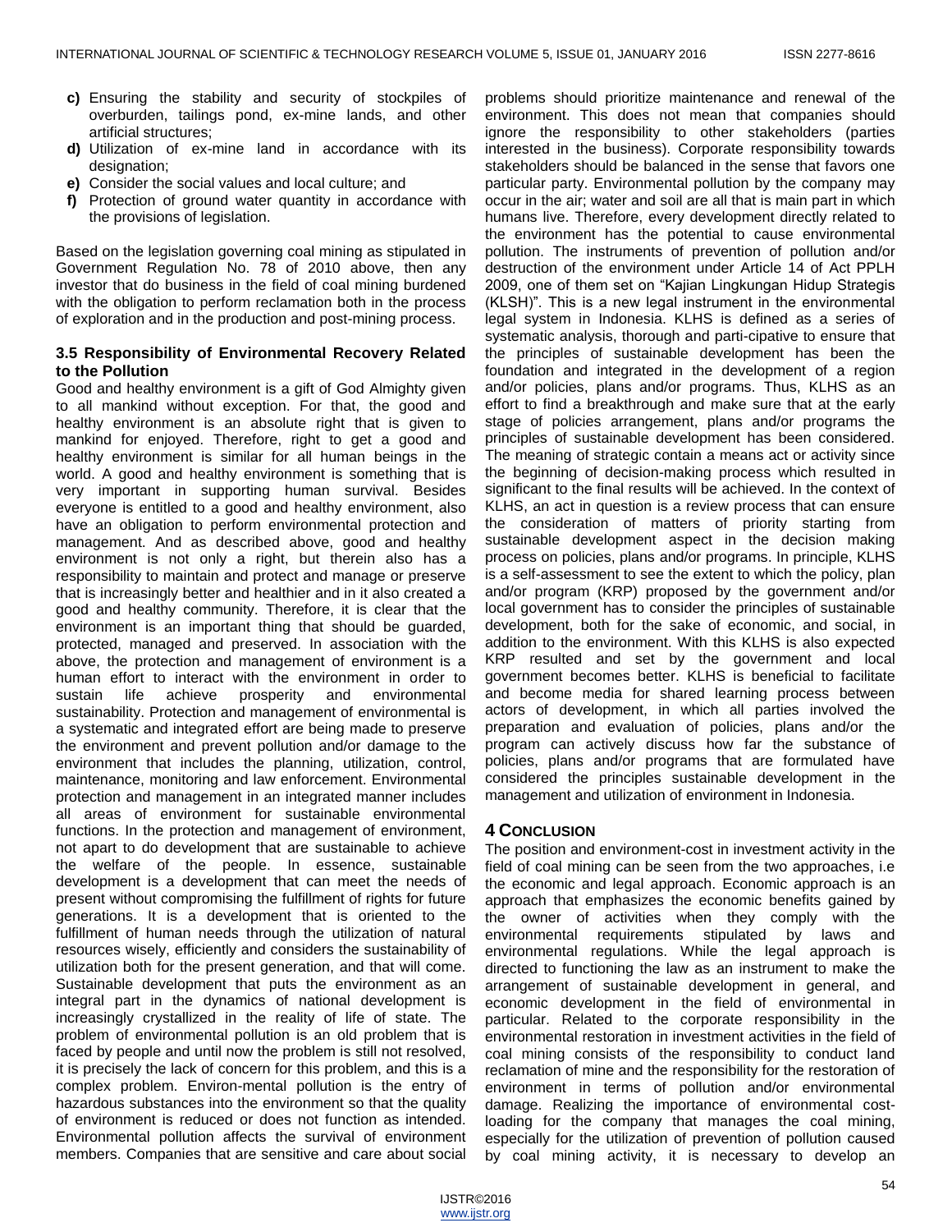- **c)** Ensuring the stability and security of stockpiles of overburden, tailings pond, ex-mine lands, and other artificial structures;
- **d)** Utilization of ex-mine land in accordance with its designation;
- **e)** Consider the social values and local culture; and
- **f)** Protection of ground water quantity in accordance with the provisions of legislation.

Based on the legislation governing coal mining as stipulated in Government Regulation No. 78 of 2010 above, then any investor that do business in the field of coal mining burdened with the obligation to perform reclamation both in the process of exploration and in the production and post-mining process.

### 3.5 Responsibility of Environmental Recovery Related to the Pollution

Good and healthy environment is a gift of God Almighty given to all mankind without exception. For that, the good and healthy environment is an absolute right that is given to mankind for enjoyed. Therefore, right to get a good and healthy environment is similar for all human beings in the world. A good and healthy environment is something that is very important in supporting human survival. Besides everyone is entitled to a good and healthy environment, also have an obligation to perform environmental protection and management. And as described above, good and healthy environment is not only a right, but therein also has a responsibility to maintain and protect and manage or preserve that is increasingly better and healthier and in it also created a good and healthy community. Therefore, it is clear that the environment is an important thing that should be guarded, protected, managed and preserved. In association with the above, the protection and management of environment is a human effort to interact with the environment in order to sustain life achieve prosperity and environmental sustainability. Protection and management of environmental is a systematic and integrated effort are being made to preserve the environment and prevent pollution and/or damage to the environment that includes the planning, utilization, control, maintenance, monitoring and law enforcement. Environmental protection and management in an integrated manner includes all areas of environment for sustainable environmental functions. In the protection and management of environment, not apart to do development that are sustainable to achieve the welfare of the people. In essence, sustainable development is a development that can meet the needs of present without compromising the fulfillment of rights for future generations. It is a development that is oriented to the fulfillment of human needs through the utilization of natural resources wisely, efficiently and considers the sustainability of utilization both for the present generation, and that will come. Sustainable development that puts the environment as an integral part in the dynamics of national development is increasingly crystallized in the reality of life of state. The problem of environmental pollution is an old problem that is faced by people and until now the problem is still not resolved, it is precisely the lack of concern for this problem, and this is a complex problem. Environ-mental pollution is the entry of hazardous substances into the environment so that the quality of environment is reduced or does not function as intended. Environmental pollution affects the survival of environment members. Companies that are sensitive and care about social problems should prioritize maintenance and renewal of the environment. This does not mean that companies should ignore the responsibility to other stakeholders (parties interested in the business). Corporate responsibility towards stakeholders should be balanced in the sense that favors one particular party. Environmental pollution by the company may occur in the air; water and soil are all that is main part in which humans live. Therefore, every development directly related to the environment has the potential to cause environmental pollution. The instruments of prevention of pollution and/or destruction of the environment under Article 14 of Act PPLH 2009, one of them set on "Kajian Lingkungan Hidup Strategis (KLSH)". This is a new legal instrument in the environmental legal system in Indonesia. KLHS is defined as a series of systematic analysis, thorough and parti-cipative to ensure that the principles of sustainable development has been the foundation and integrated in the development of a region and/or policies, plans and/or programs. Thus, KLHS as an effort to find a breakthrough and make sure that at the early stage of policies arrangement, plans and/or programs the principles of sustainable development has been considered. The meaning of strategic contain a means act or activity since the beginning of decision-making process which resulted in significant to the final results will be achieved. In the context of KLHS, an act in question is a review process that can ensure the consideration of matters of priority starting from sustainable development aspect in the decision making process on policies, plans and/or programs. In principle, KLHS is a self-assessment to see the extent to which the policy, plan and/or program (KRP) proposed by the government and/or local government has to consider the principles of sustainable development, both for the sake of economic, and social, in addition to the environment. With this KLHS is also expected KRP resulted and set by the government and local government becomes better. KLHS is beneficial to facilitate and become media for shared learning process between actors of development, in which all parties involved the preparation and evaluation of policies, plans and/or the program can actively discuss how far the substance of policies, plans and/or programs that are formulated have considered the principles sustainable development in the management and utilization of environment in Indonesia.

## 4 Conclusion

The position and environment-cost in investment activity in the field of coal mining can be seen from the two approaches, i.e the economic and legal approach. Economic approach is an approach that emphasizes the economic benefits gained by the owner of activities when they comply with the environmental requirements stipulated by laws and environmental regulations. While the legal approach is directed to functioning the law as an instrument to make the arrangement of sustainable development in general, and economic development in the field of environmental in particular. Related to the corporate responsibility in the environmental restoration in investment activities in the field of coal mining consists of the responsibility to conduct land reclamation of mine and the responsibility for the restoration of environment in terms of pollution and/or environmental damage. Realizing the importance of environmental cost-loading for the company that manages the coal mining, especially for the utilization of prevention of pollution caused by coal mining activity, it is necessary to develop an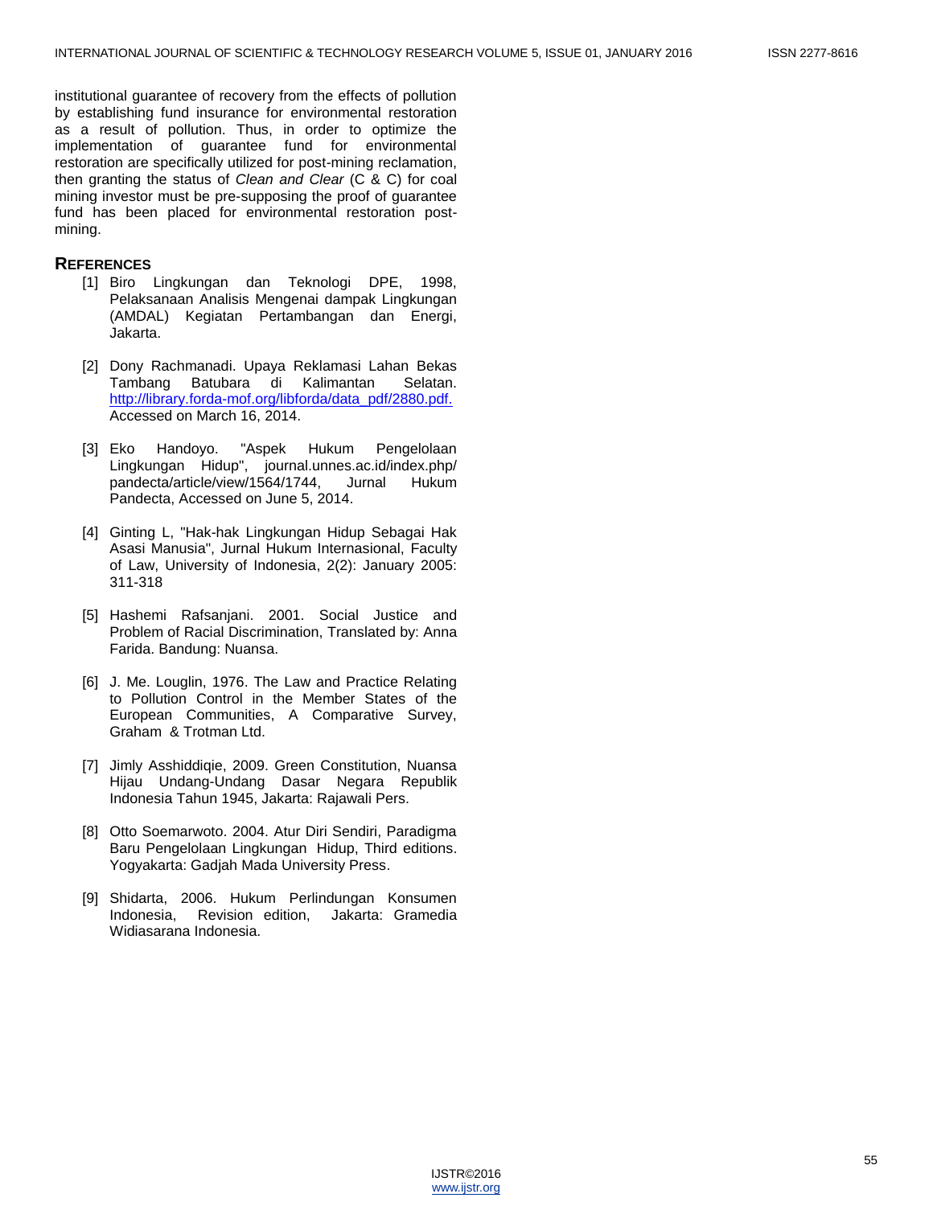institutional guarantee of recovery from the effects of pollution by establishing fund insurance for environmental restoration as a result of pollution. Thus, in order to optimize the implementation of guarantee fund for environmental restoration are specifically utilized for post-mining reclamation, then granting the status of *Clean and Clear* (C & C) for coal mining investor must be pre-supposing the proof of guarantee fund has been placed for environmental restoration post-mining.

## REFERENCES

[1] Biro Lingkungan dan Teknologi DPE, 1998, Pelaksanaan Analisis Mengenai dampak Lingkungan (AMDAL) Kegiatan Pertambangan dan Energi, Jakarta.

[2] Dony Rachmanadi. Upaya Reklamasi Lahan Bekas Tambang Batubara di Kalimantan Selatan. http://library.forda-mof.org/libforda/data_pdf/2880.pdf. Accessed on March 16, 2014.

[3] Eko Handoyo. "Aspek Hukum Pengelolaan Lingkungan Hidup", journal.unnes.ac.id/index.php/pandecta/article/view/1564/1744, Jurnal Hukum Pandecta, Accessed on June 5, 2014.

[4] Ginting L, "Hak-hak Lingkungan Hidup Sebagai Hak Asasi Manusia", Jurnal Hukum Internasional, Faculty of Law, University of Indonesia, 2(2): January 2005: 311-318

[5] Hashemi Rafsanjani. 2001. Social Justice and Problem of Racial Discrimination, Translated by: Anna Farida. Bandung: Nuansa.

[6] J. Me. Louglin, 1976. The Law and Practice Relating to Pollution Control in the Member States of the European Communities, A Comparative Survey, Graham & Trotman Ltd.

[7] Jimly Asshiddiqie, 2009. Green Constitution, Nuansa Hijau Undang-Undang Dasar Negara Republik Indonesia Tahun 1945, Jakarta: Rajawali Pers.

[8] Otto Soemarwoto. 2004. Atur Diri Sendiri, Paradigma Baru Pengelolaan Lingkungan Hidup, Third editions. Yogyakarta: Gadjah Mada University Press.

[9] Shidarta, 2006. Hukum Perlindungan Konsumen Indonesia, Revision edition, Jakarta: Gramedia Widiasarana Indonesia.